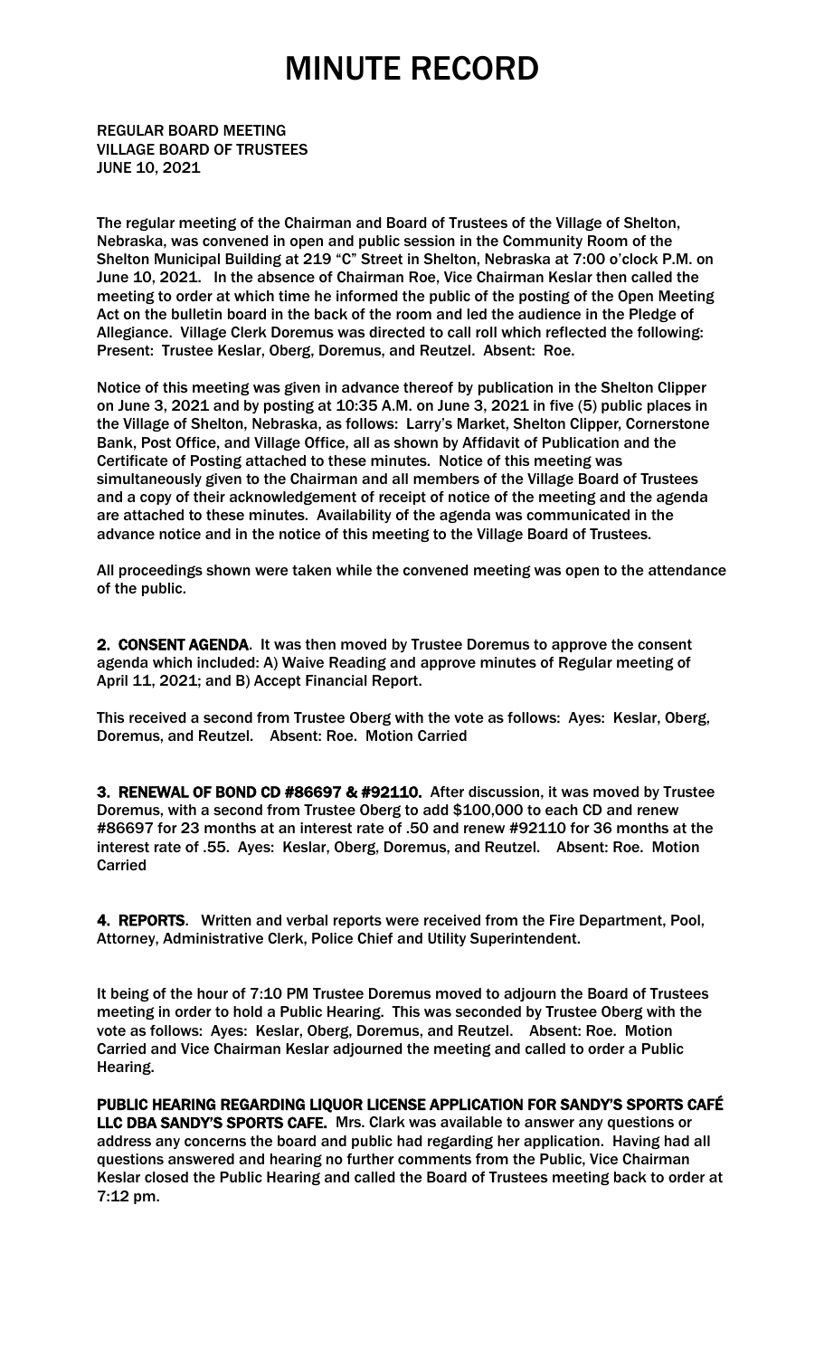# MINUTE RECORD

REGULAR BOARD MEETING
VILLAGE BOARD OF TRUSTEES
JUNE 10, 2021

The regular meeting of the Chairman and Board of Trustees of the Village of Shelton, Nebraska, was convened in open and public session in the Community Room of the Shelton Municipal Building at 219 "C" Street in Shelton, Nebraska at 7:00 o'clock P.M. on June 10, 2021. In the absence of Chairman Roe, Vice Chairman Keslar then called the meeting to order at which time he informed the public of the posting of the Open Meeting Act on the bulletin board in the back of the room and led the audience in the Pledge of Allegiance. Village Clerk Doremus was directed to call roll which reflected the following: Present: Trustee Keslar, Oberg, Doremus, and Reutzel. Absent: Roe.

Notice of this meeting was given in advance thereof by publication in the Shelton Clipper on June 3, 2021 and by posting at 10:35 A.M. on June 3, 2021 in five (5) public places in the Village of Shelton, Nebraska, as follows: Larry's Market, Shelton Clipper, Cornerstone Bank, Post Office, and Village Office, all as shown by Affidavit of Publication and the Certificate of Posting attached to these minutes. Notice of this meeting was simultaneously given to the Chairman and all members of the Village Board of Trustees and a copy of their acknowledgement of receipt of notice of the meeting and the agenda are attached to these minutes. Availability of the agenda was communicated in the advance notice and in the notice of this meeting to the Village Board of Trustees.

All proceedings shown were taken while the convened meeting was open to the attendance of the public.

**2. CONSENT AGENDA**. It was then moved by Trustee Doremus to approve the consent agenda which included: A) Waive Reading and approve minutes of Regular meeting of April 11, 2021; and B) Accept Financial Report.

This received a second from Trustee Oberg with the vote as follows: Ayes: Keslar, Oberg, Doremus, and Reutzel. Absent: Roe. Motion Carried

**3. RENEWAL OF BOND CD #86697 & #92110.** After discussion, it was moved by Trustee Doremus, with a second from Trustee Oberg to add $100,000 to each CD and renew #86697 for 23 months at an interest rate of .50 and renew #92110 for 36 months at the interest rate of .55. Ayes: Keslar, Oberg, Doremus, and Reutzel. Absent: Roe. Motion Carried

**4. REPORTS**. Written and verbal reports were received from the Fire Department, Pool, Attorney, Administrative Clerk, Police Chief and Utility Superintendent.

It being of the hour of 7:10 PM Trustee Doremus moved to adjourn the Board of Trustees meeting in order to hold a Public Hearing. This was seconded by Trustee Oberg with the vote as follows: Ayes: Keslar, Oberg, Doremus, and Reutzel. Absent: Roe. Motion Carried and Vice Chairman Keslar adjourned the meeting and called to order a Public Hearing.

**PUBLIC HEARING REGARDING LIQUOR LICENSE APPLICATION FOR SANDY'S SPORTS CAFÉ LLC DBA SANDY'S SPORTS CAFE.** Mrs. Clark was available to answer any questions or address any concerns the board and public had regarding her application. Having had all questions answered and hearing no further comments from the Public, Vice Chairman Keslar closed the Public Hearing and called the Board of Trustees meeting back to order at 7:12 pm.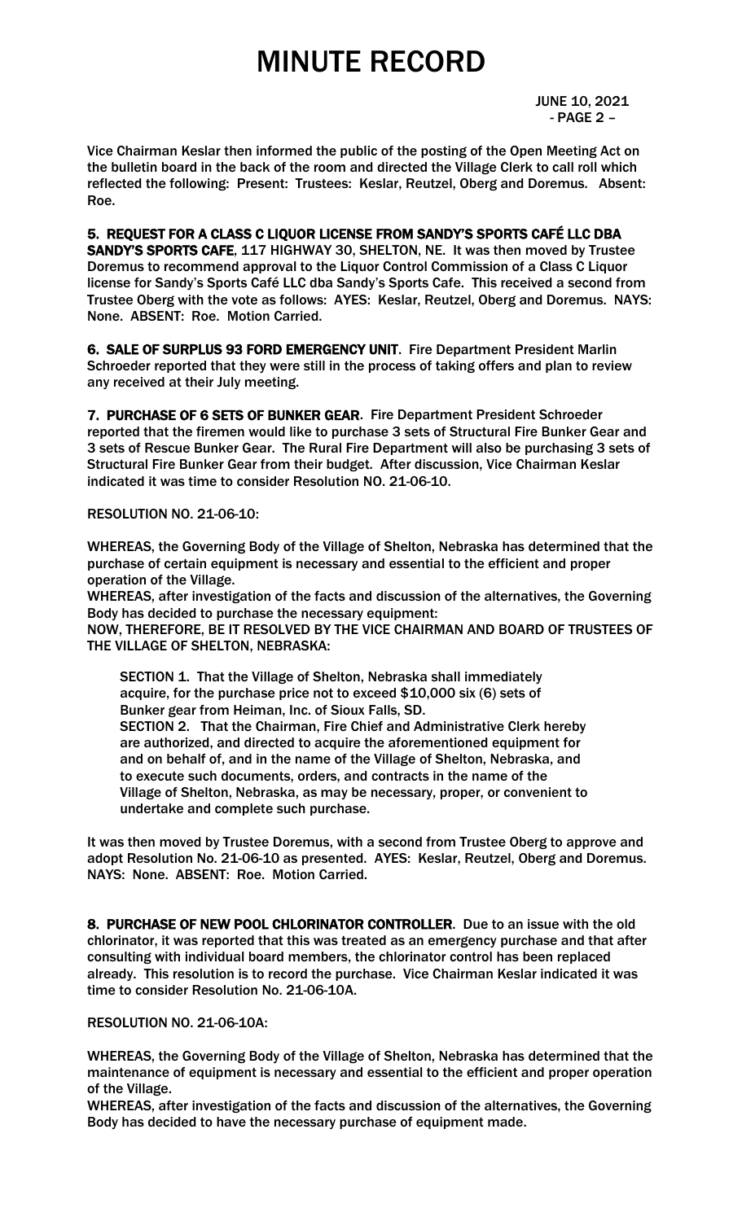Vice Chairman Keslar then informed the public of the posting of the Open Meeting Act on the bulletin board in the back of the room and directed the Village Clerk to call roll which reflected the following: Present: Trustees: Keslar, Reutzel, Oberg and Doremus. Absent: Roe.

**5. REQUEST FOR A CLASS C LIQUOR LICENSE FROM SANDY'S SPORTS CAFÉ LLC DBA SANDY'S SPORTS CAFE**, 117 HIGHWAY 30, SHELTON, NE. It was then moved by Trustee Doremus to recommend approval to the Liquor Control Commission of a Class C Liquor license for Sandy's Sports Café LLC dba Sandy's Sports Cafe. This received a second from Trustee Oberg with the vote as follows: AYES: Keslar, Reutzel, Oberg and Doremus. NAYS: None. ABSENT: Roe. Motion Carried.

**6. SALE OF SURPLUS 93 FORD EMERGENCY UNIT**. Fire Department President Marlin Schroeder reported that they were still in the process of taking offers and plan to review any received at their July meeting.

**7. PURCHASE OF 6 SETS OF BUNKER GEAR**. Fire Department President Schroeder reported that the firemen would like to purchase 3 sets of Structural Fire Bunker Gear and 3 sets of Rescue Bunker Gear. The Rural Fire Department will also be purchasing 3 sets of Structural Fire Bunker Gear from their budget. After discussion, Vice Chairman Keslar indicated it was time to consider Resolution NO. 21-06-10.

RESOLUTION NO. 21-06-10:

WHEREAS, the Governing Body of the Village of Shelton, Nebraska has determined that the purchase of certain equipment is necessary and essential to the efficient and proper operation of the Village.
WHEREAS, after investigation of the facts and discussion of the alternatives, the Governing Body has decided to purchase the necessary equipment:
NOW, THEREFORE, BE IT RESOLVED BY THE VICE CHAIRMAN AND BOARD OF TRUSTEES OF THE VILLAGE OF SHELTON, NEBRASKA:

SECTION 1. That the Village of Shelton, Nebraska shall immediately acquire, for the purchase price not to exceed $10,000 six (6) sets of Bunker gear from Heiman, Inc. of Sioux Falls, SD.
SECTION 2. That the Chairman, Fire Chief and Administrative Clerk hereby are authorized, and directed to acquire the aforementioned equipment for and on behalf of, and in the name of the Village of Shelton, Nebraska, and to execute such documents, orders, and contracts in the name of the Village of Shelton, Nebraska, as may be necessary, proper, or convenient to undertake and complete such purchase.

It was then moved by Trustee Doremus, with a second from Trustee Oberg to approve and adopt Resolution No. 21-06-10 as presented. AYES: Keslar, Reutzel, Oberg and Doremus. NAYS: None. ABSENT: Roe. Motion Carried.

**8. PURCHASE OF NEW POOL CHLORINATOR CONTROLLER**. Due to an issue with the old chlorinator, it was reported that this was treated as an emergency purchase and that after consulting with individual board members, the chlorinator control has been replaced already. This resolution is to record the purchase. Vice Chairman Keslar indicated it was time to consider Resolution No. 21-06-10A.

RESOLUTION NO. 21-06-10A:

WHEREAS, the Governing Body of the Village of Shelton, Nebraska has determined that the maintenance of equipment is necessary and essential to the efficient and proper operation of the Village.
WHEREAS, after investigation of the facts and discussion of the alternatives, the Governing Body has decided to have the necessary purchase of equipment made.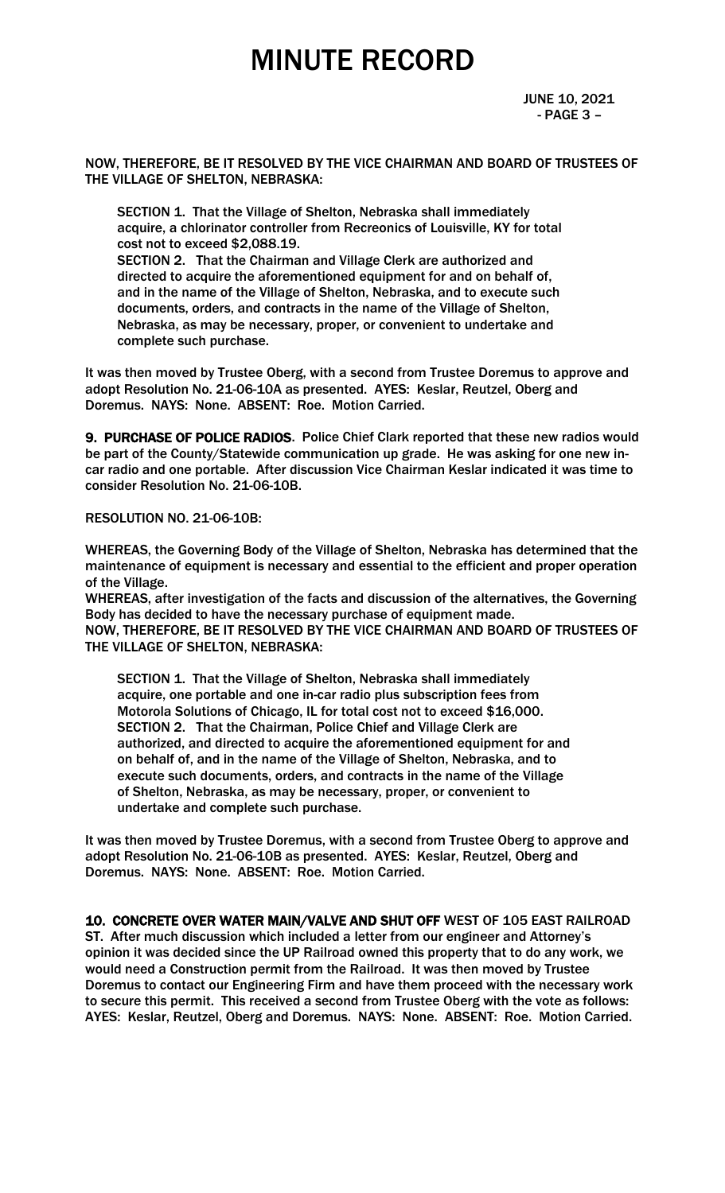NOW, THEREFORE, BE IT RESOLVED BY THE VICE CHAIRMAN AND BOARD OF TRUSTEES OF THE VILLAGE OF SHELTON, NEBRASKA:

> SECTION 1. That the Village of Shelton, Nebraska shall immediately acquire, a chlorinator controller from Recreonics of Louisville, KY for total cost not to exceed $2,088.19.
> SECTION 2. That the Chairman and Village Clerk are authorized and directed to acquire the aforementioned equipment for and on behalf of, and in the name of the Village of Shelton, Nebraska, and to execute such documents, orders, and contracts in the name of the Village of Shelton, Nebraska, as may be necessary, proper, or convenient to undertake and complete such purchase.

It was then moved by Trustee Oberg, with a second from Trustee Doremus to approve and adopt Resolution No. 21-06-10A as presented. AYES: Keslar, Reutzel, Oberg and Doremus. NAYS: None. ABSENT: Roe. Motion Carried.

**9. PURCHASE OF POLICE RADIOS**. Police Chief Clark reported that these new radios would be part of the County/Statewide communication up grade. He was asking for one new in-car radio and one portable. After discussion Vice Chairman Keslar indicated it was time to consider Resolution No. 21-06-10B.

RESOLUTION NO. 21-06-10B:

WHEREAS, the Governing Body of the Village of Shelton, Nebraska has determined that the maintenance of equipment is necessary and essential to the efficient and proper operation of the Village.
WHEREAS, after investigation of the facts and discussion of the alternatives, the Governing Body has decided to have the necessary purchase of equipment made.
NOW, THEREFORE, BE IT RESOLVED BY THE VICE CHAIRMAN AND BOARD OF TRUSTEES OF THE VILLAGE OF SHELTON, NEBRASKA:

> SECTION 1. That the Village of Shelton, Nebraska shall immediately acquire, one portable and one in-car radio plus subscription fees from Motorola Solutions of Chicago, IL for total cost not to exceed $16,000.
> SECTION 2. That the Chairman, Police Chief and Village Clerk are authorized, and directed to acquire the aforementioned equipment for and on behalf of, and in the name of the Village of Shelton, Nebraska, and to execute such documents, orders, and contracts in the name of the Village of Shelton, Nebraska, as may be necessary, proper, or convenient to undertake and complete such purchase.

It was then moved by Trustee Doremus, with a second from Trustee Oberg to approve and adopt Resolution No. 21-06-10B as presented. AYES: Keslar, Reutzel, Oberg and Doremus. NAYS: None. ABSENT: Roe. Motion Carried.

**10. CONCRETE OVER WATER MAIN/VALVE AND SHUT OFF** WEST OF 105 EAST RAILROAD ST. After much discussion which included a letter from our engineer and Attorney's opinion it was decided since the UP Railroad owned this property that to do any work, we would need a Construction permit from the Railroad. It was then moved by Trustee Doremus to contact our Engineering Firm and have them proceed with the necessary work to secure this permit. This received a second from Trustee Oberg with the vote as follows: AYES: Keslar, Reutzel, Oberg and Doremus. NAYS: None. ABSENT: Roe. Motion Carried.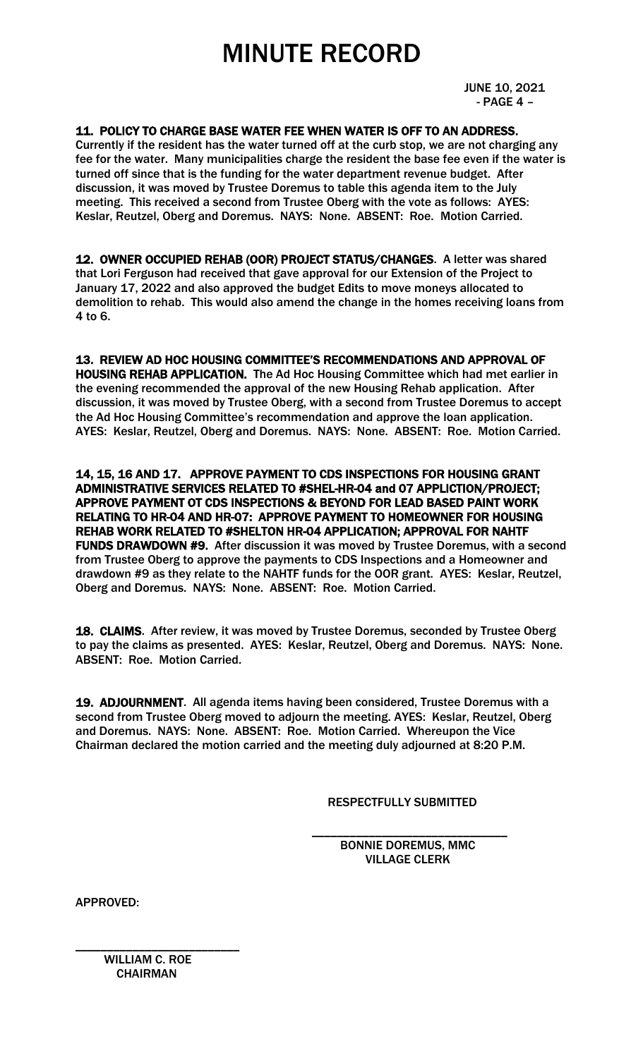# MINUTE RECORD

JUNE 10, 2021
- PAGE 4 –

**11. POLICY TO CHARGE BASE WATER FEE WHEN WATER IS OFF TO AN ADDRESS.** Currently if the resident has the water turned off at the curb stop, we are not charging any fee for the water. Many municipalities charge the resident the base fee even if the water is turned off since that is the funding for the water department revenue budget. After discussion, it was moved by Trustee Doremus to table this agenda item to the July meeting. This received a second from Trustee Oberg with the vote as follows: AYES: Keslar, Reutzel, Oberg and Doremus. NAYS: None. ABSENT: Roe. Motion Carried.

**12. OWNER OCCUPIED REHAB (OOR) PROJECT STATUS/CHANGES**. A letter was shared that Lori Ferguson had received that gave approval for our Extension of the Project to January 17, 2022 and also approved the budget Edits to move moneys allocated to demolition to rehab. This would also amend the change in the homes receiving loans from 4 to 6.

**13. REVIEW AD HOC HOUSING COMMITTEE'S RECOMMENDATIONS AND APPROVAL OF HOUSING REHAB APPLICATION.** The Ad Hoc Housing Committee which had met earlier in the evening recommended the approval of the new Housing Rehab application. After discussion, it was moved by Trustee Oberg, with a second from Trustee Doremus to accept the Ad Hoc Housing Committee's recommendation and approve the loan application. AYES: Keslar, Reutzel, Oberg and Doremus. NAYS: None. ABSENT: Roe. Motion Carried.

**14, 15, 16 AND 17. APPROVE PAYMENT TO CDS INSPECTIONS FOR HOUSING GRANT ADMINISTRATIVE SERVICES RELATED TO #SHEL-HR-04 and 07 APPLICTION/PROJECT; APPROVE PAYMENT OT CDS INSPECTIONS & BEYOND FOR LEAD BASED PAINT WORK RELATING TO HR-04 AND HR-07: APPROVE PAYMENT TO HOMEOWNER FOR HOUSING REHAB WORK RELATED TO #SHELTON HR-04 APPLICATION; APPROVAL FOR NAHTF FUNDS DRAWDOWN #9.** After discussion it was moved by Trustee Doremus, with a second from Trustee Oberg to approve the payments to CDS Inspections and a Homeowner and drawdown #9 as they relate to the NAHTF funds for the OOR grant. AYES: Keslar, Reutzel, Oberg and Doremus. NAYS: None. ABSENT: Roe. Motion Carried.

**18. CLAIMS**. After review, it was moved by Trustee Doremus, seconded by Trustee Oberg to pay the claims as presented. AYES: Keslar, Reutzel, Oberg and Doremus. NAYS: None. ABSENT: Roe. Motion Carried.

**19. ADJOURNMENT**. All agenda items having been considered, Trustee Doremus with a second from Trustee Oberg moved to adjourn the meeting. AYES: Keslar, Reutzel, Oberg and Doremus. NAYS: None. ABSENT: Roe. Motion Carried. Whereupon the Vice Chairman declared the motion carried and the meeting duly adjourned at 8:20 P.M.

RESPECTFULLY SUBMITTED

\_\_\_\_\_\_\_\_\_\_\_\_\_\_\_\_\_\_\_\_\_\_\_\_\_\_\_\_\_\_
BONNIE DOREMUS, MMC
VILLAGE CLERK

APPROVED:

\_\_\_\_\_\_\_\_\_\_\_\_\_\_\_\_\_\_\_\_\_\_\_\_\_\_
WILLIAM C. ROE
CHAIRMAN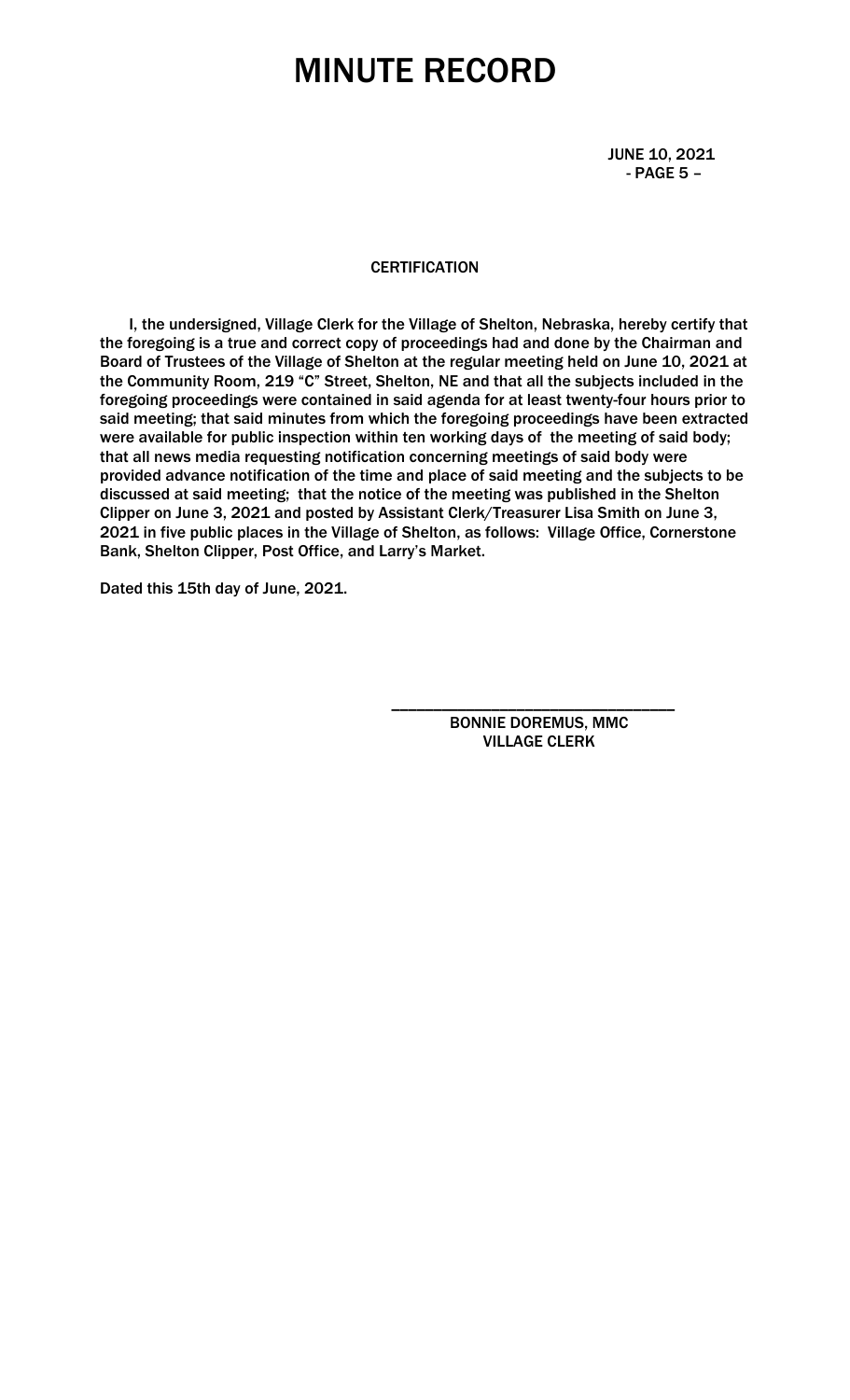# MINUTE RECORD

JUNE 10, 2021
- PAGE 5 –

## CERTIFICATION

I, the undersigned, Village Clerk for the Village of Shelton, Nebraska, hereby certify that the foregoing is a true and correct copy of proceedings had and done by the Chairman and Board of Trustees of the Village of Shelton at the regular meeting held on June 10, 2021 at the Community Room, 219 "C" Street, Shelton, NE and that all the subjects included in the foregoing proceedings were contained in said agenda for at least twenty-four hours prior to said meeting; that said minutes from which the foregoing proceedings have been extracted were available for public inspection within ten working days of the meeting of said body; that all news media requesting notification concerning meetings of said body were provided advance notification of the time and place of said meeting and the subjects to be discussed at said meeting; that the notice of the meeting was published in the Shelton Clipper on June 3, 2021 and posted by Assistant Clerk/Treasurer Lisa Smith on June 3, 2021 in five public places in the Village of Shelton, as follows: Village Office, Cornerstone Bank, Shelton Clipper, Post Office, and Larry's Market.

Dated this 15th day of June, 2021.

\_\_\_\_\_\_\_\_\_\_\_\_\_\_\_\_\_\_\_\_\_\_\_\_\_\_\_\_\_\_\_\_\_\_\_\_
BONNIE DOREMUS, MMC
VILLAGE CLERK